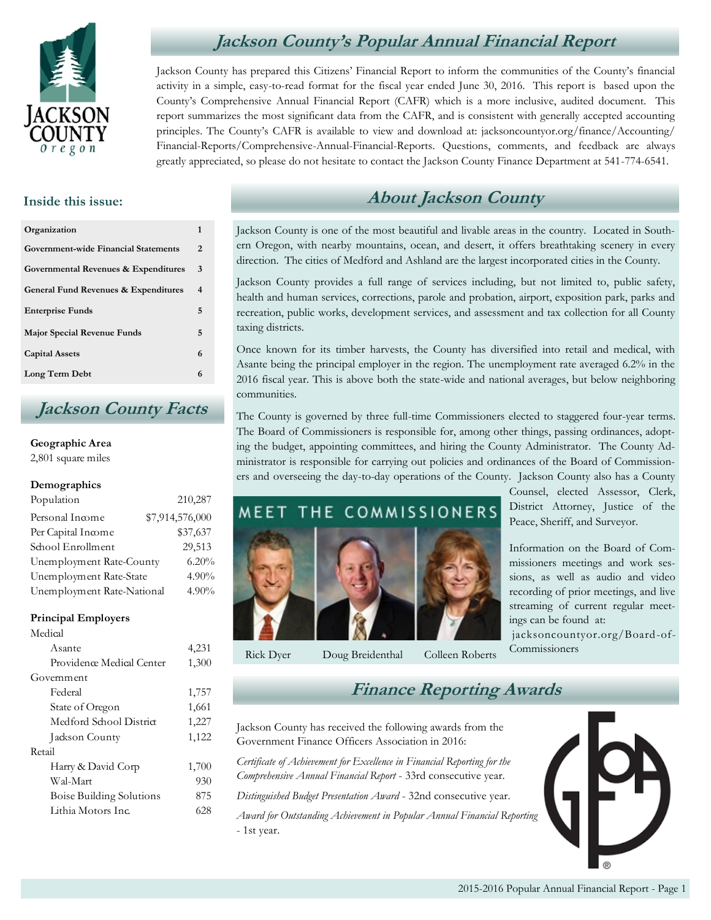# Jackson County's Popular Annual Financial Report

Jackson County has prepared this Citizens' Financial Report to inform the communities of the County's financial activity in a simple, easy-to-read format for the fiscal year ended June 30, 2016. This report is based upon the County's Comprehensive Annual Financial Report (CAFR) which is a more inclusive, audited document. This report summarizes the most significant data from the CAFR, and is consistent with generally accepted accounting principles. The County's CAFR is available to view and download at: jacksoncountyor.org/finance/Accounting/Financial-Reports/Comprehensive-Annual-Financial-Reports. Questions, comments, and feedback are always greatly appreciated, so please do not hesitate to contact the Jackson County Finance Department at 541-774-6541.

### Inside this issue:

| | |
|---|---|
| **Organization** | **1** |
| **Government-wide Financial Statements** | **2** |
| **Governmental Revenues & Expenditures** | **3** |
| **General Fund Revenues & Expenditures** | **4** |
| **Enterprise Funds** | **5** |
| **Major Special Revenue Funds** | **5** |
| **Capital Assets** | **6** |
| **Long Term Debt** | **6** |

## Jackson County Facts

**Geographic Area**
2,801 square miles

**Demographics**

| | |
|---|---|
| Population | 210,287 |
| Personal Income | $7,914,576,000 |
| Per Capital Income | $37,637 |
| School Enrollment | 29,513 |
| Unemployment Rate-County | 6.20% |
| Unemployment Rate-State | 4.90% |
| Unemployment Rate-National | 4.90% |

**Principal Employers**

| | |
|---|---|
| Medical | |
| Asante | 4,231 |
| Providence Medical Center | 1,300 |
| Government | |
| Federal | 1,757 |
| State of Oregon | 1,661 |
| Medford School District | 1,227 |
| Jackson County | 1,122 |
| Retail | |
| Harry & David Corp | 1,700 |
| Wal-Mart | 930 |
| Boise Building Solutions | 875 |
| Lithia Motors Inc. | 628 |

## About Jackson County

Jackson County is one of the most beautiful and livable areas in the country. Located in Southern Oregon, with nearby mountains, ocean, and desert, it offers breathtaking scenery in every direction. The cities of Medford and Ashland are the largest incorporated cities in the County.

Jackson County provides a full range of services including, but not limited to, public safety, health and human services, corrections, parole and probation, airport, exposition park, parks and recreation, public works, development services, and assessment and tax collection for all County taxing districts.

Once known for its timber harvests, the County has diversified into retail and medical, with Asante being the principal employer in the region. The unemployment rate averaged 6.2% in the 2016 fiscal year. This is above both the state-wide and national averages, but below neighboring communities.

The County is governed by three full-time Commissioners elected to staggered four-year terms. The Board of Commissioners is responsible for, among other things, passing ordinances, adopting the budget, appointing committees, and hiring the County Administrator. The County Administrator is responsible for carrying out policies and ordinances of the Board of Commissioners and overseeing the day-to-day operations of the County. Jackson County also has a County Counsel, elected Assessor, Clerk, District Attorney, Justice of the Peace, Sheriff, and Surveyor.

MEET THE COMMISSIONERS

Rick Dyer — Doug Breidenthal — Colleen Roberts

Information on the Board of Commissioners meetings and work sessions, as well as audio and video recording of prior meetings, and live streaming of current regular meetings can be found at: jacksoncountyor.org/Board-of-Commissioners

## Finance Reporting Awards

Jackson County has received the following awards from the Government Finance Officers Association in 2016:

*Certificate of Achievement for Excellence in Financial Reporting for the Comprehensive Annual Financial Report* - 33rd consecutive year.

*Distinguished Budget Presentation Award* - 32nd consecutive year.

*Award for Outstanding Achievement in Popular Annual Financial Reporting* - 1st year.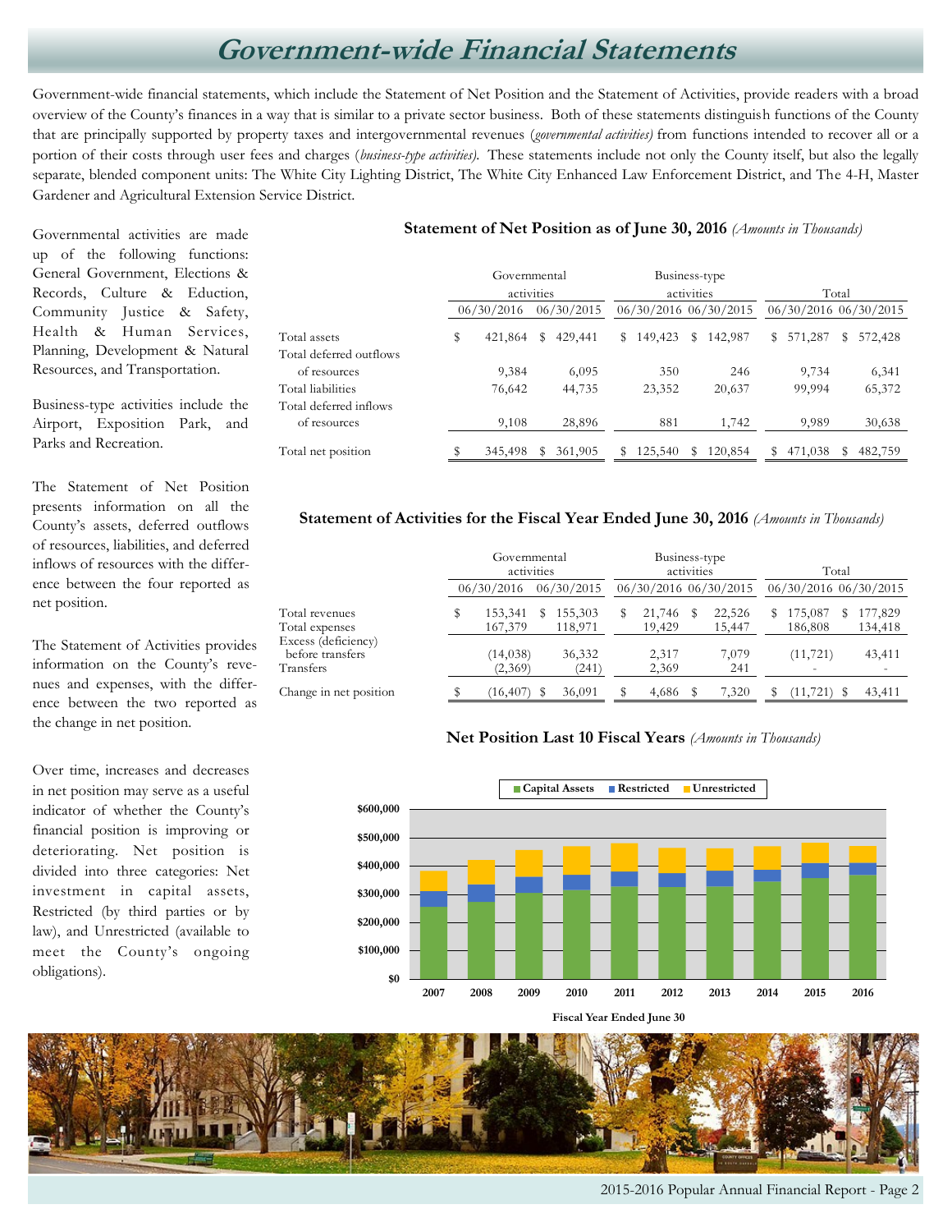# Government-wide Financial Statements

Government-wide financial statements, which include the Statement of Net Position and the Statement of Activities, provide readers with a broad overview of the County's finances in a way that is similar to a private sector business. Both of these statements distinguish functions of the County that are principally supported by property taxes and intergovernmental revenues (*governmental activities*) from functions intended to recover all or a portion of their costs through user fees and charges (*business-type activities*). These statements include not only the County itself, but also the legally separate, blended component units: The White City Lighting District, The White City Enhanced Law Enforcement District, and The 4-H, Master Gardener and Agricultural Extension Service District.

Governmental activities are made up of the following functions: General Government, Elections & Records, Culture & Eduction, Community Justice & Safety, Health & Human Services, Planning, Development & Natural Resources, and Transportation.

Business-type activities include the Airport, Exposition Park, and Parks and Recreation.

The Statement of Net Position presents information on all the County's assets, deferred outflows of resources, liabilities, and deferred inflows of resources with the difference between the four reported as net position.

The Statement of Activities provides information on the County's revenues and expenses, with the difference between the two reported as the change in net position.

Over time, increases and decreases in net position may serve as a useful indicator of whether the County's financial position is improving or deteriorating. Net position is divided into three categories: Net investment in capital assets, Restricted (by third parties or by law), and Unrestricted (available to meet the County's ongoing obligations).

### Statement of Net Position as of June 30, 2016 *(Amounts in Thousands)*

| | Governmental activities | | Business-type activities | | Total | |
|---|---|---|---|---|---|---|
| | 06/30/2016 | 06/30/2015 | 06/30/2016 | 06/30/2015 | 06/30/2016 | 06/30/2015 |
| Total assets | $ 421,864 | $ 429,441 | $ 149,423 | $ 142,987 | $ 571,287 | $ 572,428 |
| Total deferred outflows of resources | 9,384 | 6,095 | 350 | 246 | 9,734 | 6,341 |
| Total liabilities | 76,642 | 44,735 | 23,352 | 20,637 | 99,994 | 65,372 |
| Total deferred inflows of resources | 9,108 | 28,896 | 881 | 1,742 | 9,989 | 30,638 |
| Total net position | $ 345,498 | $ 361,905 | $ 125,540 | $ 120,854 | $ 471,038 | $ 482,759 |

### Statement of Activities for the Fiscal Year Ended June 30, 2016 *(Amounts in Thousands)*

| | Governmental activities | | Business-type activities | | Total | |
|---|---|---|---|---|---|---|
| | 06/30/2016 | 06/30/2015 | 06/30/2016 | 06/30/2015 | 06/30/2016 | 06/30/2015 |
| Total revenues | $ 153,341 | $ 155,303 | $ 21,746 | $ 22,526 | $ 175,087 | $ 177,829 |
| Total expenses | 167,379 | 118,971 | 19,429 | 15,447 | 186,808 | 134,418 |
| Excess (deficiency) before transfers | (14,038) | 36,332 | 2,317 | 7,079 | (11,721) | 43,411 |
| Transfers | (2,369) | (241) | 2,369 | 241 | - | - |
| Change in net position | $ (16,407) | $ 36,091 | $ 4,686 | $ 7,320 | $ (11,721) | $ 43,411 |

### Net Position Last 10 Fiscal Years *(Amounts in Thousands)*

Capital Assets | Restricted | Unrestricted

$600,000 | $500,000 | $400,000 | $300,000 | $200,000 | $100,000 | $0

2007 | 2008 | 2009 | 2010 | 2011 | 2012 | 2013 | 2014 | 2015 | 2016

Fiscal Year Ended June 30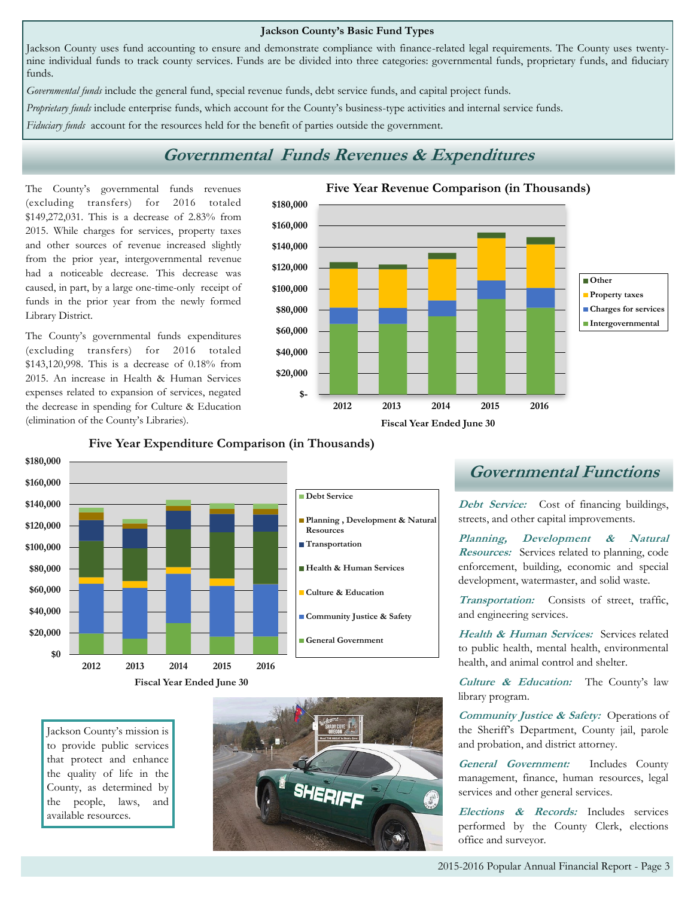**Jackson County's Basic Fund Types**

Jackson County uses fund accounting to ensure and demonstrate compliance with finance-related legal requirements. The County uses twenty-nine individual funds to track county services. Funds are be divided into three categories: governmental funds, proprietary funds, and fiduciary funds.

*Governmental funds* include the general fund, special revenue funds, debt service funds, and capital project funds.

*Proprietary funds* include enterprise funds, which account for the County's business-type activities and internal service funds.

*Fiduciary funds* account for the resources held for the benefit of parties outside the government.

## Governmental Funds Revenues & Expenditures

The County's governmental funds revenues (excluding transfers) for 2016 totaled $149,272,031. This is a decrease of 2.83% from 2015. While charges for services, property taxes and other sources of revenue increased slightly from the prior year, intergovernmental revenue had a noticeable decrease. This decrease was caused, in part, by a large one-time-only receipt of funds in the prior year from the newly formed Library District.

The County's governmental funds expenditures (excluding transfers) for 2016 totaled $143,120,998. This is a decrease of 0.18% from 2015. An increase in Health & Human Services expenses related to expansion of services, negated the decrease in spending for Culture & Education (elimination of the County's Libraries).

**Five Year Revenue Comparison (in Thousands)**

Legend: Other; Property taxes; Charges for services; Intergovernmental

Fiscal Year Ended June 30 (2012, 2013, 2014, 2015, 2016)

**Five Year Expenditure Comparison (in Thousands)**

Legend: Debt Service; Planning , Development & Natural Resources; Transportation; Health & Human Services; Culture & Education; Community Justice & Safety; General Government

Fiscal Year Ended June 30 (2012, 2013, 2014, 2015, 2016)

Jackson County's mission is to provide public services that protect and enhance the quality of life in the County, as determined by the people, laws, and available resources.

## Governmental Functions

***Debt Service:*** Cost of financing buildings, streets, and other capital improvements.

***Planning, Development & Natural Resources:*** Services related to planning, code enforcement, building, economic and special development, watermaster, and solid waste.

***Transportation:*** Consists of street, traffic, and engineering services.

***Health & Human Services:*** Services related to public health, mental health, environmental health, and animal control and shelter.

***Culture & Education:*** The County's law library program.

***Community Justice & Safety:*** Operations of the Sheriff's Department, County jail, parole and probation, and district attorney.

***General Government:*** Includes County management, finance, human resources, legal services and other general services.

***Elections & Records:*** Includes services performed by the County Clerk, elections office and surveyor.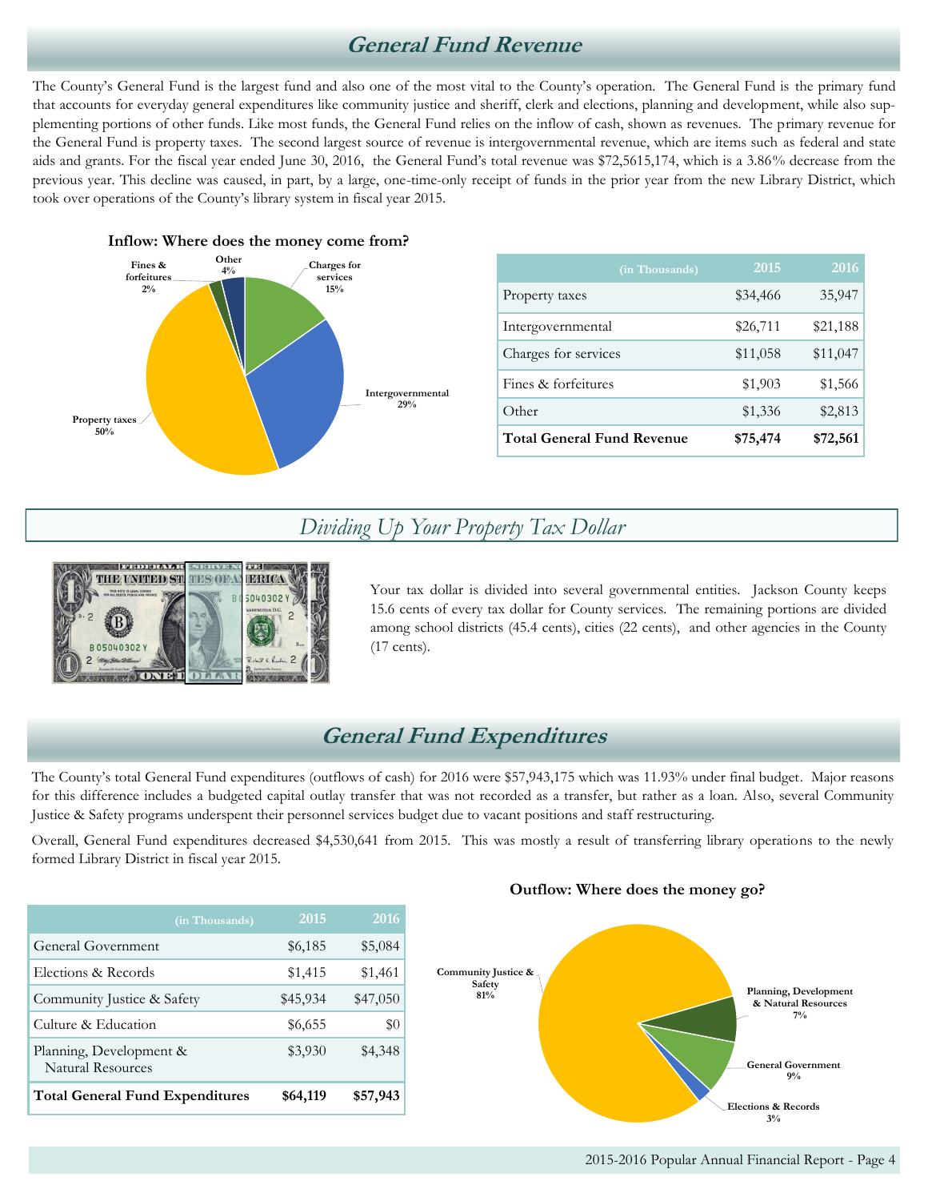## General Fund Revenue

The County's General Fund is the largest fund and also one of the most vital to the County's operation. The General Fund is the primary fund that accounts for everyday general expenditures like community justice and sheriff, clerk and elections, planning and development, while also supplementing portions of other funds. Like most funds, the General Fund relies on the inflow of cash, shown as revenues. The primary revenue for the General Fund is property taxes. The second largest source of revenue is intergovernmental revenue, which are items such as federal and state aids and grants. For the fiscal year ended June 30, 2016, the General Fund's total revenue was $72,5615,174, which is a 3.86% decrease from the previous year. This decline was caused, in part, by a large, one-time-only receipt of funds in the prior year from the new Library District, which took over operations of the County's library system in fiscal year 2015.

**Inflow: Where does the money come from?**

- Property taxes 50%
- Intergovernmental 29%
- Charges for services 15%
- Other 4%
- Fines & forfeitures 2%

| (in Thousands) | 2015 | 2016 |
|---|---|---|
| Property taxes | $34,466 | 35,947 |
| Intergovernmental | $26,711 | $21,188 |
| Charges for services | $11,058 | $11,047 |
| Fines & forfeitures | $1,903 | $1,566 |
| Other | $1,336 | $2,813 |
| **Total General Fund Revenue** | **$75,474** | **$72,561** |

## *Dividing Up Your Property Tax Dollar*

Your tax dollar is divided into several governmental entities. Jackson County keeps 15.6 cents of every tax dollar for County services. The remaining portions are divided among school districts (45.4 cents), cities (22 cents), and other agencies in the County (17 cents).

## General Fund Expenditures

The County's total General Fund expenditures (outflows of cash) for 2016 were $57,943,175 which was 11.93% under final budget. Major reasons for this difference includes a budgeted capital outlay transfer that was not recorded as a transfer, but rather as a loan. Also, several Community Justice & Safety programs underspent their personnel services budget due to vacant positions and staff restructuring.

Overall, General Fund expenditures decreased $4,530,641 from 2015. This was mostly a result of transferring library operations to the newly formed Library District in fiscal year 2015.

| (in Thousands) | 2015 | 2016 |
|---|---|---|
| General Government | $6,185 | $5,084 |
| Elections & Records | $1,415 | $1,461 |
| Community Justice & Safety | $45,934 | $47,050 |
| Culture & Education | $6,655 | $0 |
| Planning, Development & Natural Resources | $3,930 | $4,348 |
| **Total General Fund Expenditures** | **$64,119** | **$57,943** |

**Outflow: Where does the money go?**

- Community Justice & Safety 81%
- Planning, Development & Natural Resources 7%
- General Government 9%
- Elections & Records 3%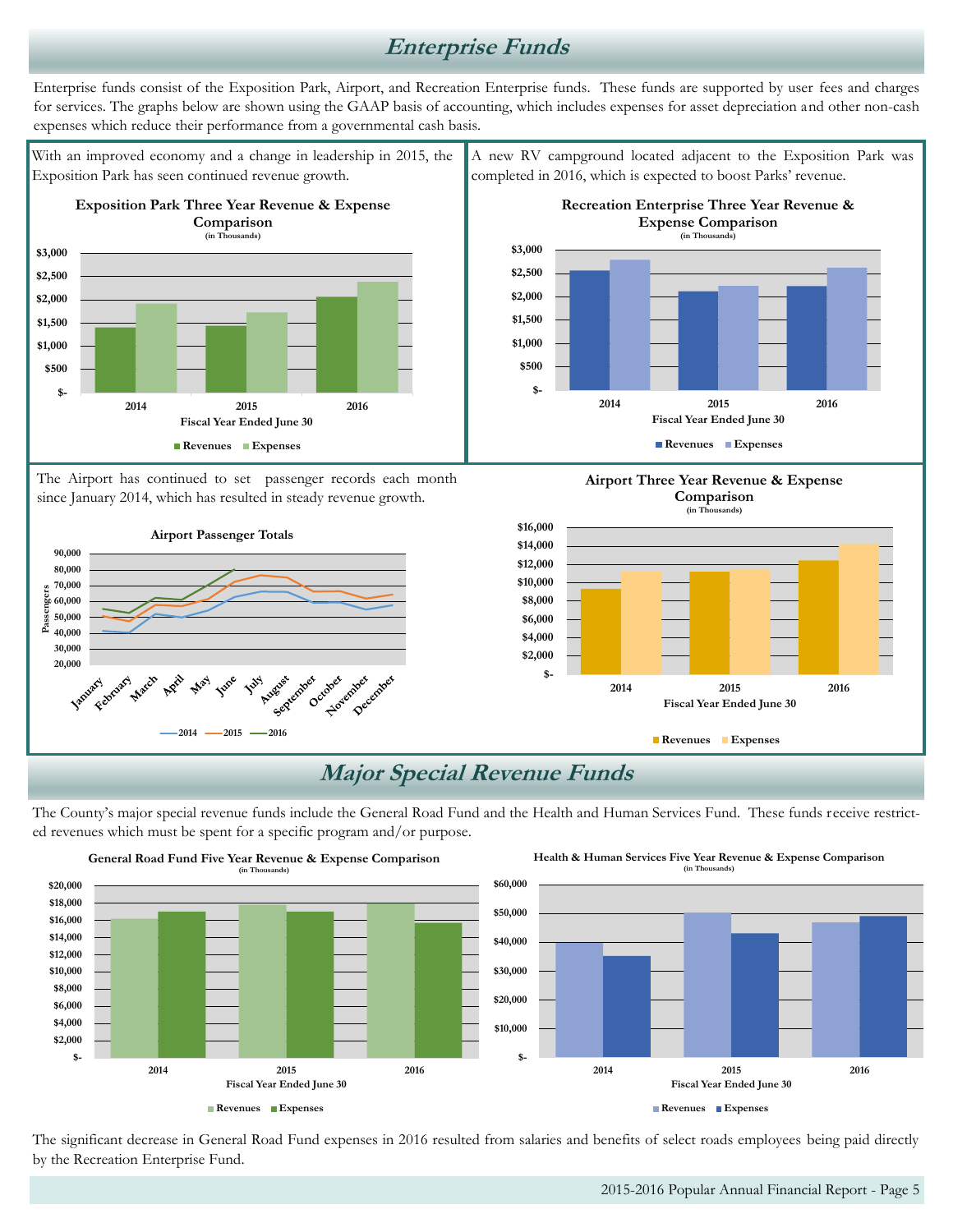# Enterprise Funds

Enterprise funds consist of the Exposition Park, Airport, and Recreation Enterprise funds. These funds are supported by user fees and charges for services. The graphs below are shown using the GAAP basis of accounting, which includes expenses for asset depreciation and other non-cash expenses which reduce their performance from a governmental cash basis.

With an improved economy and a change in leadership in 2015, the Exposition Park has seen continued revenue growth.

**Exposition Park Three Year Revenue & Expense Comparison**
(in Thousands)

A new RV campground located adjacent to the Exposition Park was completed in 2016, which is expected to boost Parks' revenue.

**Recreation Enterprise Three Year Revenue & Expense Comparison**
(in Thousands)

The Airport has continued to set passenger records each month since January 2014, which has resulted in steady revenue growth.

**Airport Passenger Totals**

**Airport Three Year Revenue & Expense Comparison**
(in Thousands)

# Major Special Revenue Funds

The County's major special revenue funds include the General Road Fund and the Health and Human Services Fund. These funds receive restricted revenues which must be spent for a specific program and/or purpose.

**General Road Fund Five Year Revenue & Expense Comparison**
(in Thousands)

**Health & Human Services Five Year Revenue & Expense Comparison**
(in Thousands)

The significant decrease in General Road Fund expenses in 2016 resulted from salaries and benefits of select roads employees being paid directly by the Recreation Enterprise Fund.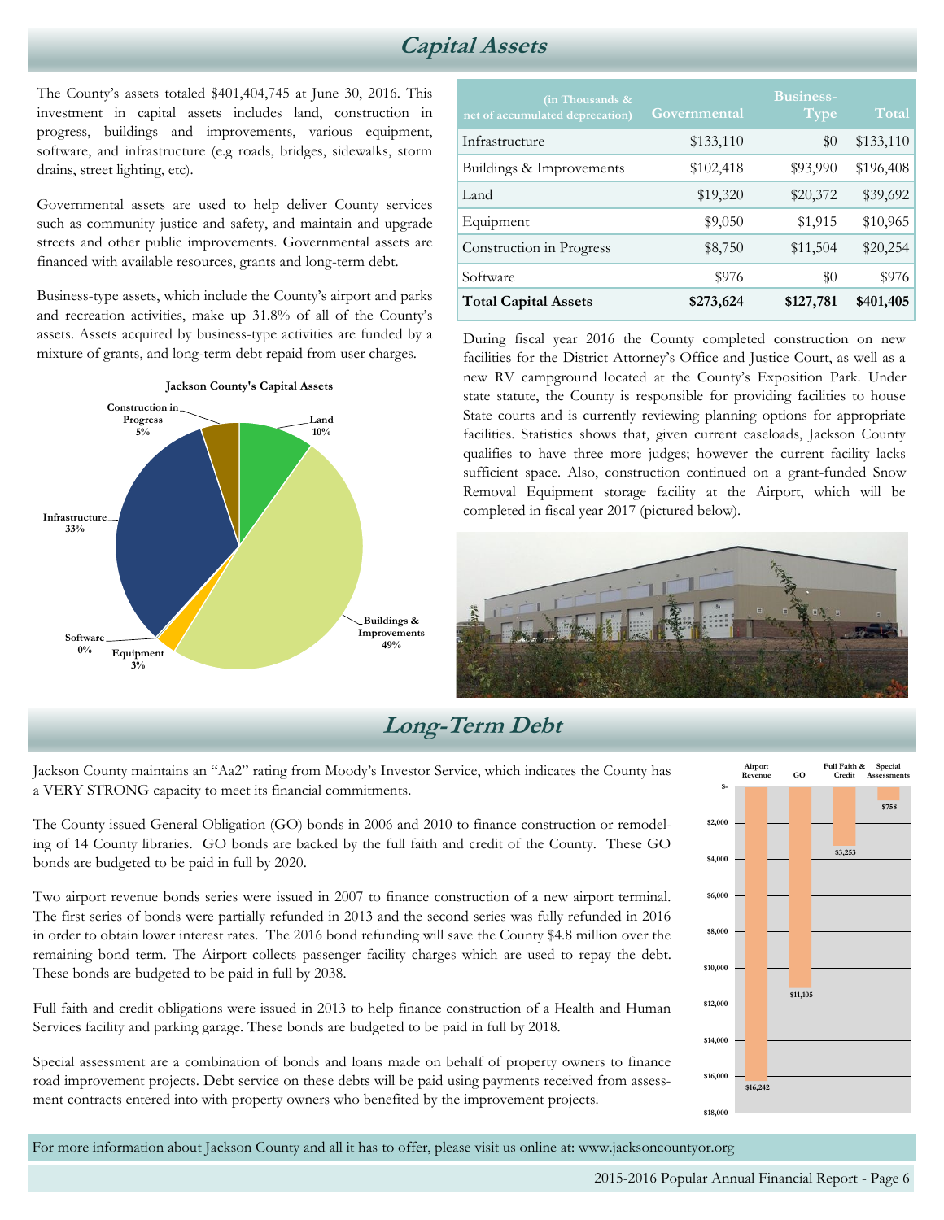## Capital Assets

The County's assets totaled $401,404,745 at June 30, 2016. This investment in capital assets includes land, construction in progress, buildings and improvements, various equipment, software, and infrastructure (e.g roads, bridges, sidewalks, storm drains, street lighting, etc).

Governmental assets are used to help deliver County services such as community justice and safety, and maintain and upgrade streets and other public improvements. Governmental assets are financed with available resources, grants and long-term debt.

Business-type assets, which include the County's airport and parks and recreation activities, make up 31.8% of all of the County's assets. Assets acquired by business-type activities are funded by a mixture of grants, and long-term debt repaid from user charges.

Jackson County's Capital Assets

Construction in Progress 5%
Land 10%
Infrastructure 33%
Buildings & Improvements 49%
Software 0%
Equipment 3%

| (in Thousands & net of accumulated deprecation) | Governmental | Business-Type | Total |
|---|---|---|---|
| Infrastructure | $133,110 | $0 | $133,110 |
| Buildings & Improvements | $102,418 | $93,990 | $196,408 |
| Land | $19,320 | $20,372 | $39,692 |
| Equipment | $9,050 | $1,915 | $10,965 |
| Construction in Progress | $8,750 | $11,504 | $20,254 |
| Software | $976 | $0 | $976 |
| **Total Capital Assets** | **$273,624** | **$127,781** | **$401,405** |

During fiscal year 2016 the County completed construction on new facilities for the District Attorney's Office and Justice Court, as well as a new RV campground located at the County's Exposition Park. Under state statute, the County is responsible for providing facilities to house State courts and is currently reviewing planning options for appropriate facilities. Statistics shows that, given current caseloads, Jackson County qualifies to have three more judges; however the current facility lacks sufficient space. Also, construction continued on a grant-funded Snow Removal Equipment storage facility at the Airport, which will be completed in fiscal year 2017 (pictured below).

## Long-Term Debt

Jackson County maintains an "Aa2" rating from Moody's Investor Service, which indicates the County has a VERY STRONG capacity to meet its financial commitments.

The County issued General Obligation (GO) bonds in 2006 and 2010 to finance construction or remodeling of 14 County libraries. GO bonds are backed by the full faith and credit of the County. These GO bonds are budgeted to be paid in full by 2020.

Two airport revenue bonds series were issued in 2007 to finance construction of a new airport terminal. The first series of bonds were partially refunded in 2013 and the second series was fully refunded in 2016 in order to obtain lower interest rates. The 2016 bond refunding will save the County $4.8 million over the remaining bond term. The Airport collects passenger facility charges which are used to repay the debt. These bonds are budgeted to be paid in full by 2038.

Full faith and credit obligations were issued in 2013 to help finance construction of a Health and Human Services facility and parking garage. These bonds are budgeted to be paid in full by 2018.

Special assessment are a combination of bonds and loans made on behalf of property owners to finance road improvement projects. Debt service on these debts will be paid using payments received from assessment contracts entered into with property owners who benefited by the improvement projects.

Airport Revenue
GO
Full Faith & Credit
Special Assessments

$-
$2,000
$4,000
$6,000
$8,000
$10,000
$12,000
$14,000
$16,000
$18,000

$16,242
$11,105
$3,253
$758

For more information about Jackson County and all it has to offer, please visit us online at: www.jacksoncountyor.org